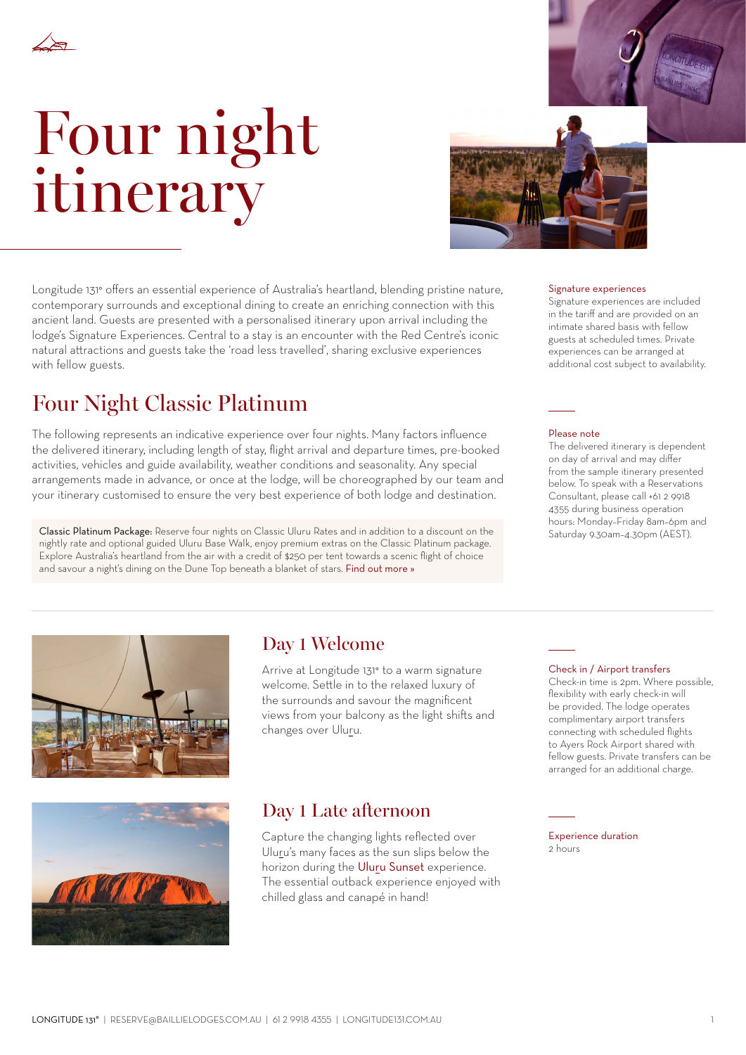# Four night itinerary

Longitude 131° offers an essential experience of Australia's heartland, blending pristine nature, contemporary surrounds and exceptional dining to create an enriching connection with this ancient land. Guests are presented with a personalised itinerary upon arrival including the lodge's Signature Experiences. Central to a stay is an encounter with the Red Centre's iconic natural attractions and guests take the 'road less travelled', sharing exclusive experiences with fellow guests.

**Signature experiences**
Signature experiences are included in the tariff and are provided on an intimate shared basis with fellow guests at scheduled times. Private experiences can be arranged at additional cost subject to availability.

## Four Night Classic Platinum

The following represents an indicative experience over four nights. Many factors influence the delivered itinerary, including length of stay, flight arrival and departure times, pre-booked activities, vehicles and guide availability, weather conditions and seasonality. Any special arrangements made in advance, or once at the lodge, will be choreographed by our team and your itinerary customised to ensure the very best experience of both lodge and destination.

Classic Platinum Package: Reserve four nights on Classic Uluru Rates and in addition to a discount on the nightly rate and optional guided Uluru Base Walk, enjoy premium extras on the Classic Platinum package. Explore Australia's heartland from the air with a credit of $250 per tent towards a scenic flight of choice and savour a night's dining on the Dune Top beneath a blanket of stars. Find out more »

**Please note**
The delivered itinerary is dependent on day of arrival and may differ from the sample itinerary presented below. To speak with a Reservations Consultant, please call +61 2 9918 4355 during business operation hours: Monday–Friday 8am–6pm and Saturday 9.30am–4.30pm (AEST).

## Day 1 Welcome

Arrive at Longitude 131° to a warm signature welcome. Settle in to the relaxed luxury of the surrounds and savour the magnificent views from your balcony as the light shifts and changes over Uluṟu.

**Check in / Airport transfers**
Check-in time is 2pm. Where possible, flexibility with early check-in will be provided. The lodge operates complimentary airport transfers connecting with scheduled flights to Ayers Rock Airport shared with fellow guests. Private transfers can be arranged for an additional charge.

## Day 1 Late afternoon

Capture the changing lights reflected over Uluṟu's many faces as the sun slips below the horizon during the Uluṟu Sunset experience. The essential outback experience enjoyed with chilled glass and canapé in hand!

**Experience duration**
2 hours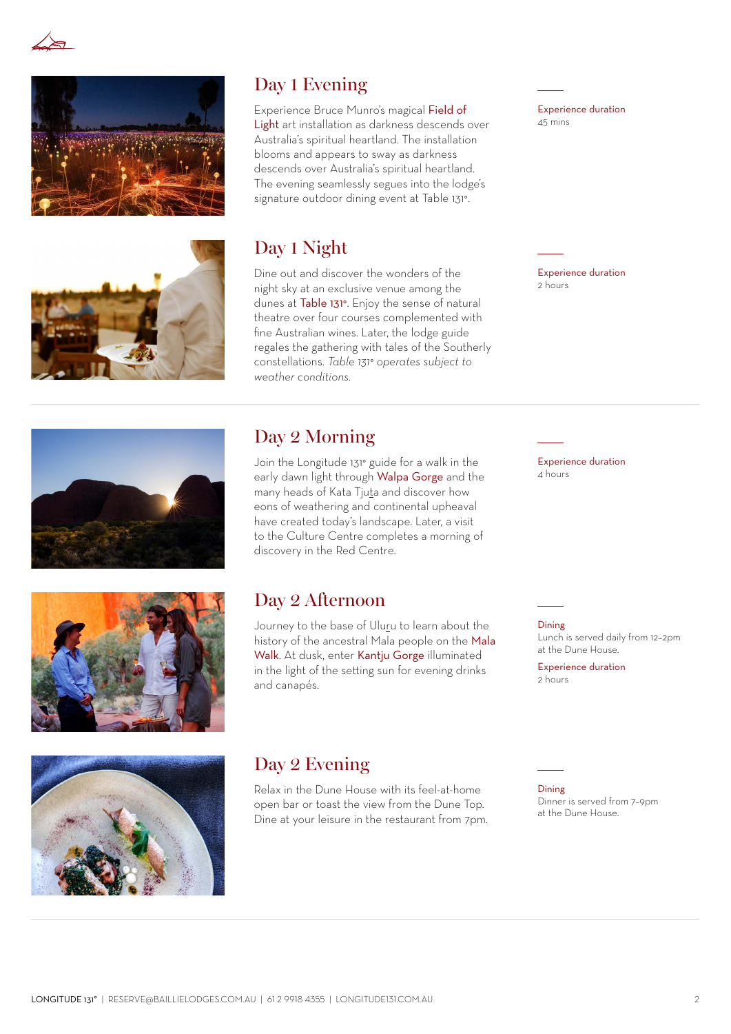## Day 1 Evening

Experience Bruce Munro's magical Field of Light art installation as darkness descends over Australia's spiritual heartland. The installation blooms and appears to sway as darkness descends over Australia's spiritual heartland. The evening seamlessly segues into the lodge's signature outdoor dining event at Table 131°.

Experience duration
45 mins

## Day 1 Night

Dine out and discover the wonders of the night sky at an exclusive venue among the dunes at Table 131°. Enjoy the sense of natural theatre over four courses complemented with fine Australian wines. Later, the lodge guide regales the gathering with tales of the Southerly constellations. *Table 131° operates subject to weather conditions.*

Experience duration
2 hours

## Day 2 Morning

Join the Longitude 131° guide for a walk in the early dawn light through Walpa Gorge and the many heads of Kata Tjuta and discover how eons of weathering and continental upheaval have created today's landscape. Later, a visit to the Culture Centre completes a morning of discovery in the Red Centre.

Experience duration
4 hours

## Day 2 Afternoon

Journey to the base of Uluru to learn about the history of the ancestral Mala people on the Mala Walk. At dusk, enter Kantju Gorge illuminated in the light of the setting sun for evening drinks and canapés.

Dining
Lunch is served daily from 12–2pm at the Dune House.

Experience duration
2 hours

## Day 2 Evening

Relax in the Dune House with its feel-at-home open bar or toast the view from the Dune Top. Dine at your leisure in the restaurant from 7pm.

Dining
Dinner is served from 7–9pm at the Dune House.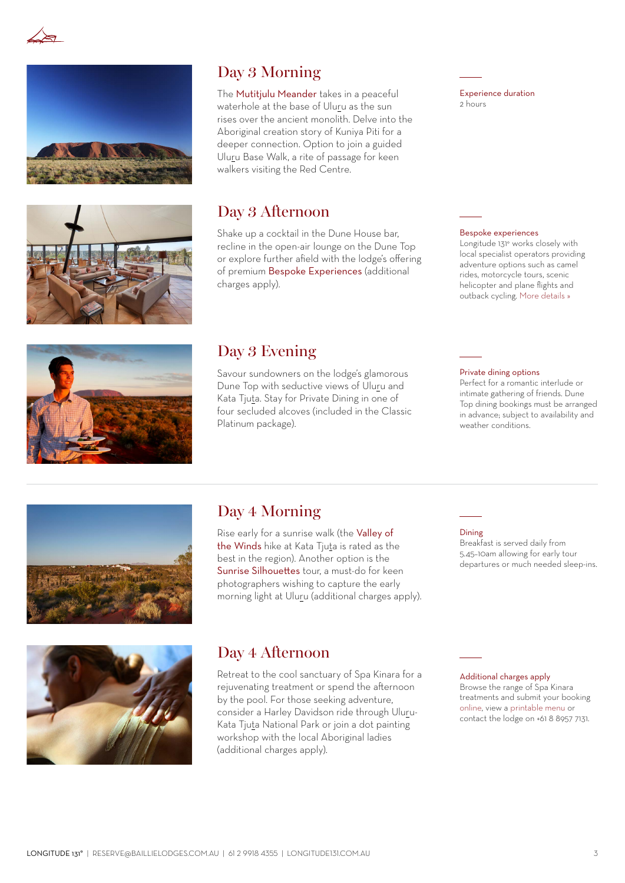## Day 3 Morning

The Mutitjulu Meander takes in a peaceful waterhole at the base of Uluṟu as the sun rises over the ancient monolith. Delve into the Aboriginal creation story of Kuniya Piti for a deeper connection. Option to join a guided Uluṟu Base Walk, a rite of passage for keen walkers visiting the Red Centre.

Experience duration
2 hours

## Day 3 Afternoon

Shake up a cocktail in the Dune House bar, recline in the open-air lounge on the Dune Top or explore further afield with the lodge's offering of premium Bespoke Experiences (additional charges apply).

Bespoke experiences
Longitude 131° works closely with local specialist operators providing adventure options such as camel rides, motorcycle tours, scenic helicopter and plane flights and outback cycling. More details »

## Day 3 Evening

Savour sundowners on the lodge's glamorous Dune Top with seductive views of Uluṟu and Kata Tjuṯa. Stay for Private Dining in one of four secluded alcoves (included in the Classic Platinum package).

Private dining options
Perfect for a romantic interlude or intimate gathering of friends. Dune Top dining bookings must be arranged in advance; subject to availability and weather conditions.

---

## Day 4 Morning

Rise early for a sunrise walk (the Valley of the Winds hike at Kata Tjuṯa is rated as the best in the region). Another option is the Sunrise Silhouettes tour, a must-do for keen photographers wishing to capture the early morning light at Uluṟu (additional charges apply).

Dining
Breakfast is served daily from 5.45–10am allowing for early tour departures or much needed sleep-ins.

## Day 4 Afternoon

Retreat to the cool sanctuary of Spa Kinara for a rejuvenating treatment or spend the afternoon by the pool. For those seeking adventure, consider a Harley Davidson ride through Uluṟu-Kata Tjuṯa National Park or join a dot painting workshop with the local Aboriginal ladies (additional charges apply).

Additional charges apply
Browse the range of Spa Kinara treatments and submit your booking online, view a printable menu or contact the lodge on +61 8 8957 7131.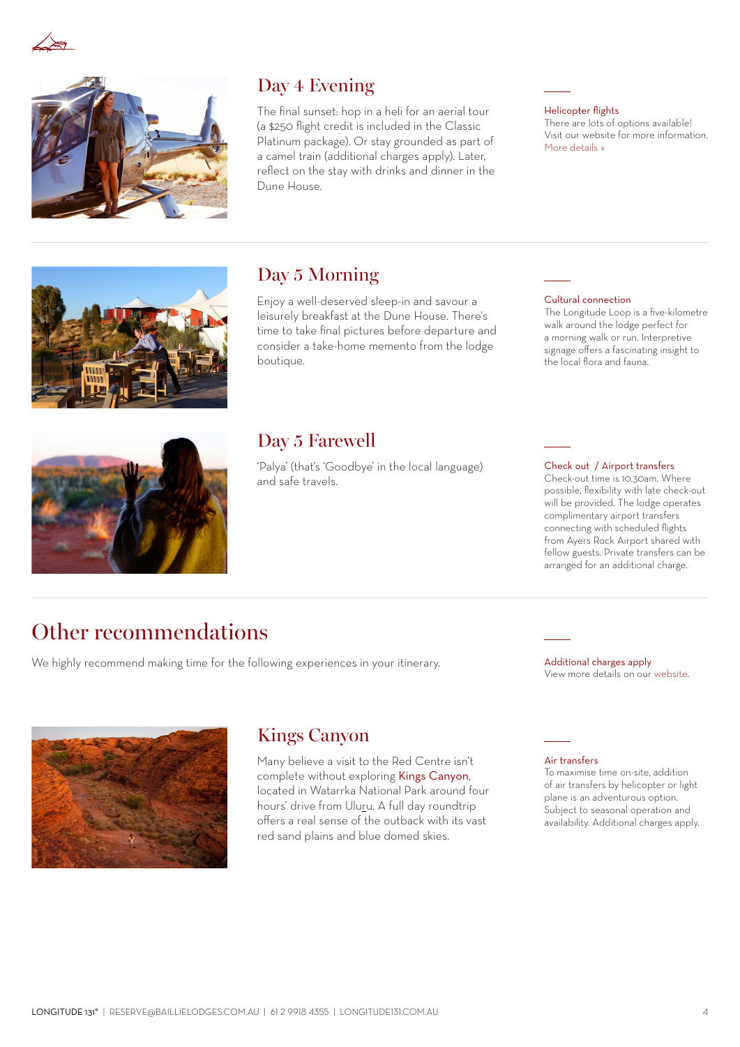## Day 4 Evening

The final sunset: hop in a heli for an aerial tour (a $250 flight credit is included in the Classic Platinum package). Or stay grounded as part of a camel train (additional charges apply). Later, reflect on the stay with drinks and dinner in the Dune House.

**Helicopter flights**
There are lots of options available! Visit our website for more information.
More details »

## Day 5 Morning

Enjoy a well-deserved sleep-in and savour a leisurely breakfast at the Dune House. There's time to take final pictures before departure and consider a take-home memento from the lodge boutique.

**Cultural connection**
The Longitude Loop is a five-kilometre walk around the lodge perfect for a morning walk or run. Interpretive signage offers a fascinating insight to the local flora and fauna.

## Day 5 Farewell

'Palya' (that's 'Goodbye' in the local language) and safe travels.

**Check out / Airport transfers**
Check-out time is 10.30am. Where possible, flexibility with late check-out will be provided. The lodge operates complimentary airport transfers connecting with scheduled flights from Ayers Rock Airport shared with fellow guests. Private transfers can be arranged for an additional charge.

# Other recommendations

We highly recommend making time for the following experiences in your itinerary.

**Additional charges apply**
View more details on our website.

## Kings Canyon

Many believe a visit to the Red Centre isn't complete without exploring Kings Canyon, located in Watarrka National Park around four hours' drive from Uluṟu. A full day roundtrip offers a real sense of the outback with its vast red sand plains and blue domed skies.

**Air transfers**
To maximise time on-site, addition of air transfers by helicopter or light plane is an adventurous option. Subject to seasonal operation and availability. Additional charges apply.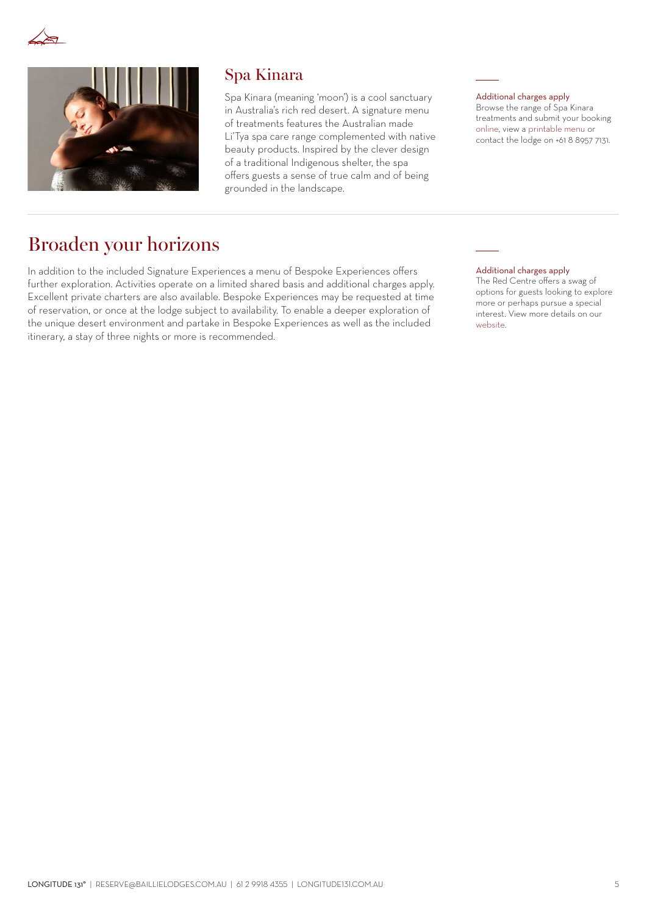## Spa Kinara

Spa Kinara (meaning 'moon') is a cool sanctuary in Australia's rich red desert. A signature menu of treatments features the Australian made Li'Tya spa care range complemented with native beauty products. Inspired by the clever design of a traditional Indigenous shelter, the spa offers guests a sense of true calm and of being grounded in the landscape.

Additional charges apply
Browse the range of Spa Kinara treatments and submit your booking online, view a printable menu or contact the lodge on +61 8 8957 7131.

# Broaden your horizons

In addition to the included Signature Experiences a menu of Bespoke Experiences offers further exploration. Activities operate on a limited shared basis and additional charges apply. Excellent private charters are also available. Bespoke Experiences may be requested at time of reservation, or once at the lodge subject to availability. To enable a deeper exploration of the unique desert environment and partake in Bespoke Experiences as well as the included itinerary, a stay of three nights or more is recommended.

Additional charges apply
The Red Centre offers a swag of options for guests looking to explore more or perhaps pursue a special interest. View more details on our website.